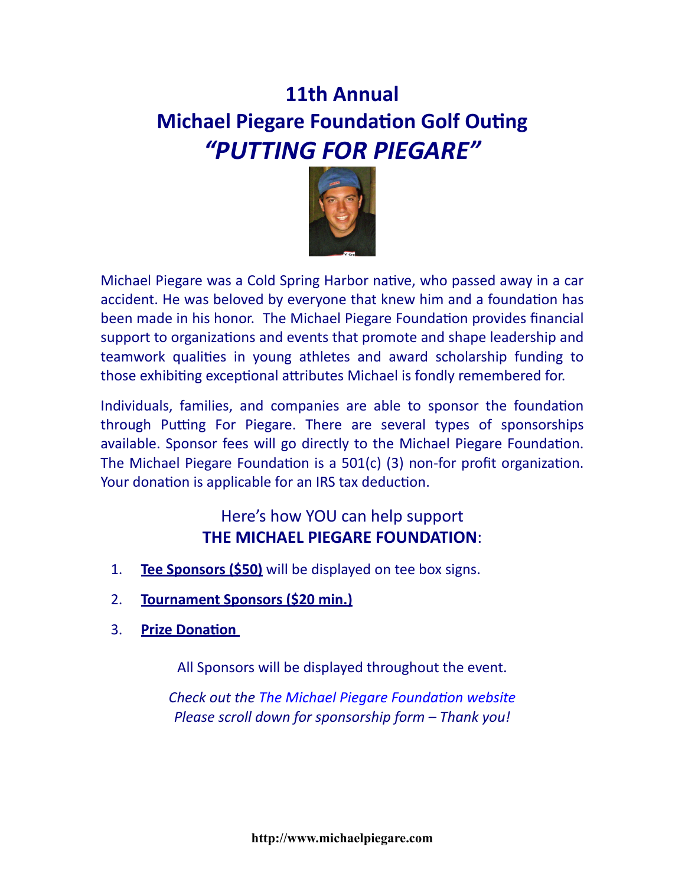# 11th Annual
# Michael Piegare Foundation Golf Outing
# *"PUTTING FOR PIEGARE"*

Michael Piegare was a Cold Spring Harbor native, who passed away in a car accident. He was beloved by everyone that knew him and a foundation has been made in his honor. The Michael Piegare Foundation provides financial support to organizations and events that promote and shape leadership and teamwork qualities in young athletes and award scholarship funding to those exhibiting exceptional attributes Michael is fondly remembered for.

Individuals, families, and companies are able to sponsor the foundation through Putting For Piegare. There are several types of sponsorships available. Sponsor fees will go directly to the Michael Piegare Foundation. The Michael Piegare Foundation is a 501(c) (3) non-for profit organization. Your donation is applicable for an IRS tax deduction.

Here's how YOU can help support
**THE MICHAEL PIEGARE FOUNDATION**:

1. **Tee Sponsors ($50)** will be displayed on tee box signs.
2. **Tournament Sponsors ($20 min.)**
3. **Prize Donation**

All Sponsors will be displayed throughout the event.

*Check out the The Michael Piegare Foundation website*
*Please scroll down for sponsorship form – Thank you!*

**http://www.michaelpiegare.com**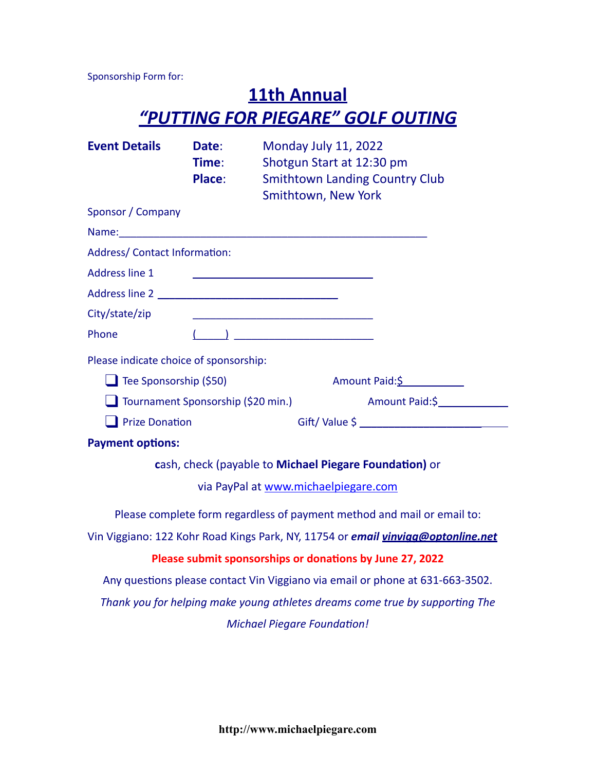Sponsorship Form for:

# 11th Annual
# *"PUTTING FOR PIEGARE" GOLF OUTING*

| | | |
|---|---|---|
| **Event Details** | **Date**: | Monday July 11, 2022 |
| | **Time**: | Shotgun Start at 12:30 pm |
| | **Place**: | Smithtown Landing Country Club<br>Smithtown, New York |

Sponsor / Company

Name:\_\_\_\_\_\_\_\_\_\_\_\_\_\_\_\_\_\_\_\_\_\_\_\_\_\_\_\_\_\_\_\_\_\_\_\_\_\_\_\_\_\_\_\_\_\_\_\_

Address/ Contact Information:

Address line 1 \_\_\_\_\_\_\_\_\_\_\_\_\_\_\_\_\_\_\_\_\_\_\_\_\_\_\_\_\_\_

Address line 2 \_\_\_\_\_\_\_\_\_\_\_\_\_\_\_\_\_\_\_\_\_\_\_\_\_\_\_\_\_\_

City/state/zip \_\_\_\_\_\_\_\_\_\_\_\_\_\_\_\_\_\_\_\_\_\_\_\_\_\_\_\_\_\_

Phone (\_\_\_\_\_) \_\_\_\_\_\_\_\_\_\_\_\_\_\_\_\_\_\_\_\_\_\_\_

Please indicate choice of sponsorship:

- ❑ Tee Sponsorship ($50) Amount Paid:$\_\_\_\_\_\_\_\_\_\_
- ❑ Tournament Sponsorship ($20 min.) Amount Paid:$\_\_\_\_\_\_\_\_\_\_\_
- ❑ Prize Donation Gift/ Value $ \_\_\_\_\_\_\_\_\_\_\_\_\_\_\_\_\_\_\_\_\_\_\_\_

**Payment options:**

**c**ash, check (payable to **Michael Piegare Foundation)** or

via PayPal at www.michaelpiegare.com

Please complete form regardless of payment method and mail or email to:

Vin Viggiano: 122 Kohr Road Kings Park, NY, 11754 or ***email vinvigg@optonline.net***

**Please submit sponsorships or donations by June 27, 2022**

Any questions please contact Vin Viggiano via email or phone at 631-663-3502.

*Thank you for helping make young athletes dreams come true by supporting The Michael Piegare Foundation!*

**http://www.michaelpiegare.com**